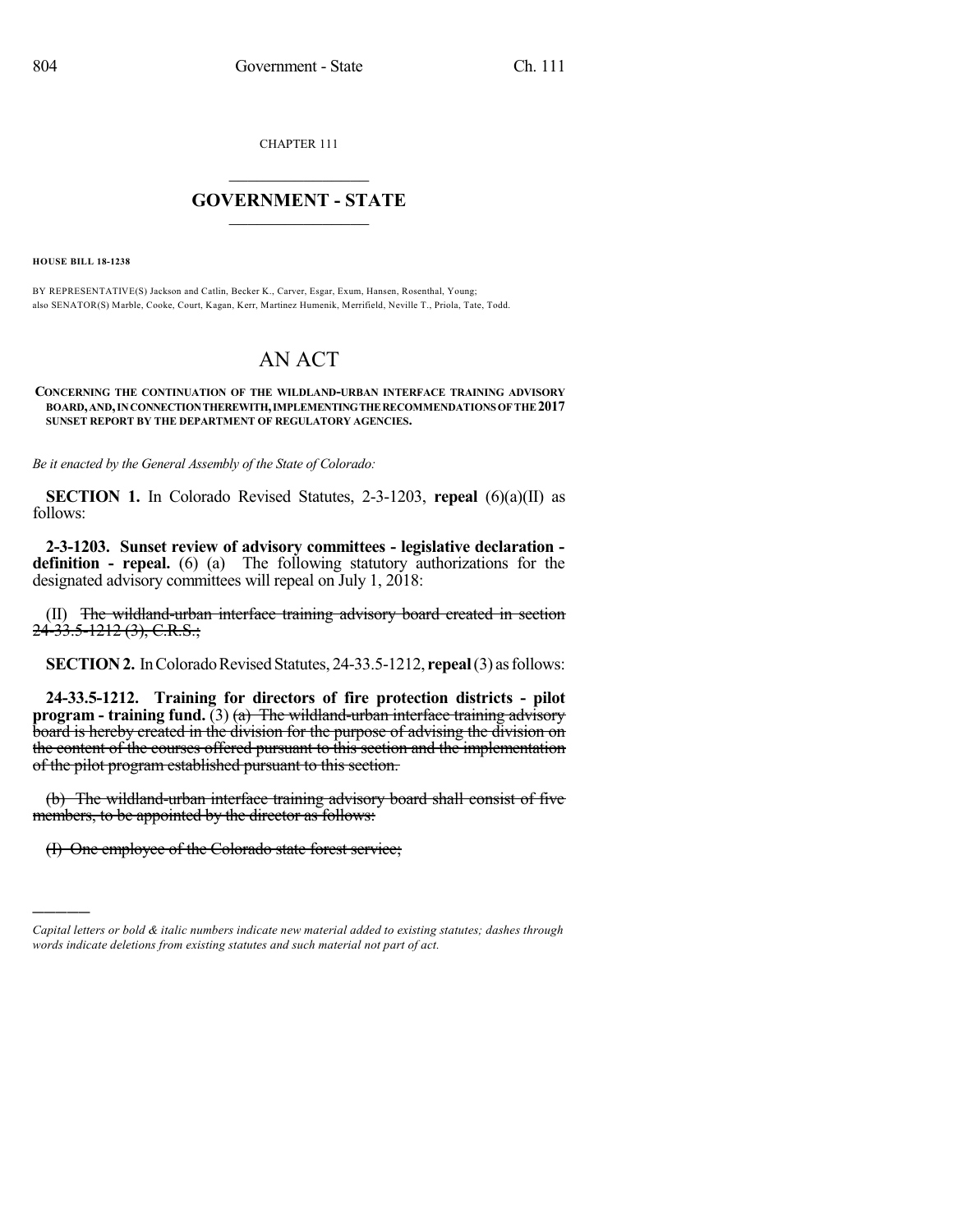CHAPTER 111

# GOVERNMENT - STATE

**HOUSE BILL 18-1238**

BY REPRESENTATIVE(S) Jackson and Catlin, Becker K., Carver, Esgar, Exum, Hansen, Rosenthal, Young; also SENATOR(S) Marble, Cooke, Court, Kagan, Kerr, Martinez Humenik, Merrifield, Neville T., Priola, Tate, Todd.

# AN ACT

**CONCERNING THE CONTINUATION OF THE WILDLAND-URBAN INTERFACE TRAINING ADVISORY BOARD, AND, IN CONNECTION THEREWITH, IMPLEMENTING THE RECOMMENDATIONS OF THE 2017 SUNSET REPORT BY THE DEPARTMENT OF REGULATORY AGENCIES.**

*Be it enacted by the General Assembly of the State of Colorado:*

**SECTION 1.** In Colorado Revised Statutes, 2-3-1203, **repeal** (6)(a)(II) as follows:

**2-3-1203. Sunset review of advisory committees - legislative declaration - definition - repeal.** (6) (a) The following statutory authorizations for the designated advisory committees will repeal on July 1, 2018:

(II) ~~The wildland-urban interface training advisory board created in section 24-33.5-1212 (3), C.R.S.;~~

**SECTION 2.** In Colorado Revised Statutes, 24-33.5-1212, **repeal** (3) as follows:

**24-33.5-1212. Training for directors of fire protection districts - pilot program - training fund.** (3) ~~(a) The wildland-urban interface training advisory board is hereby created in the division for the purpose of advising the division on the content of the courses offered pursuant to this section and the implementation of the pilot program established pursuant to this section.~~

~~(b) The wildland-urban interface training advisory board shall consist of five members, to be appointed by the director as follows:~~

~~(I) One employee of the Colorado state forest service;~~

---

*Capital letters or bold & italic numbers indicate new material added to existing statutes; dashes through words indicate deletions from existing statutes and such material not part of act.*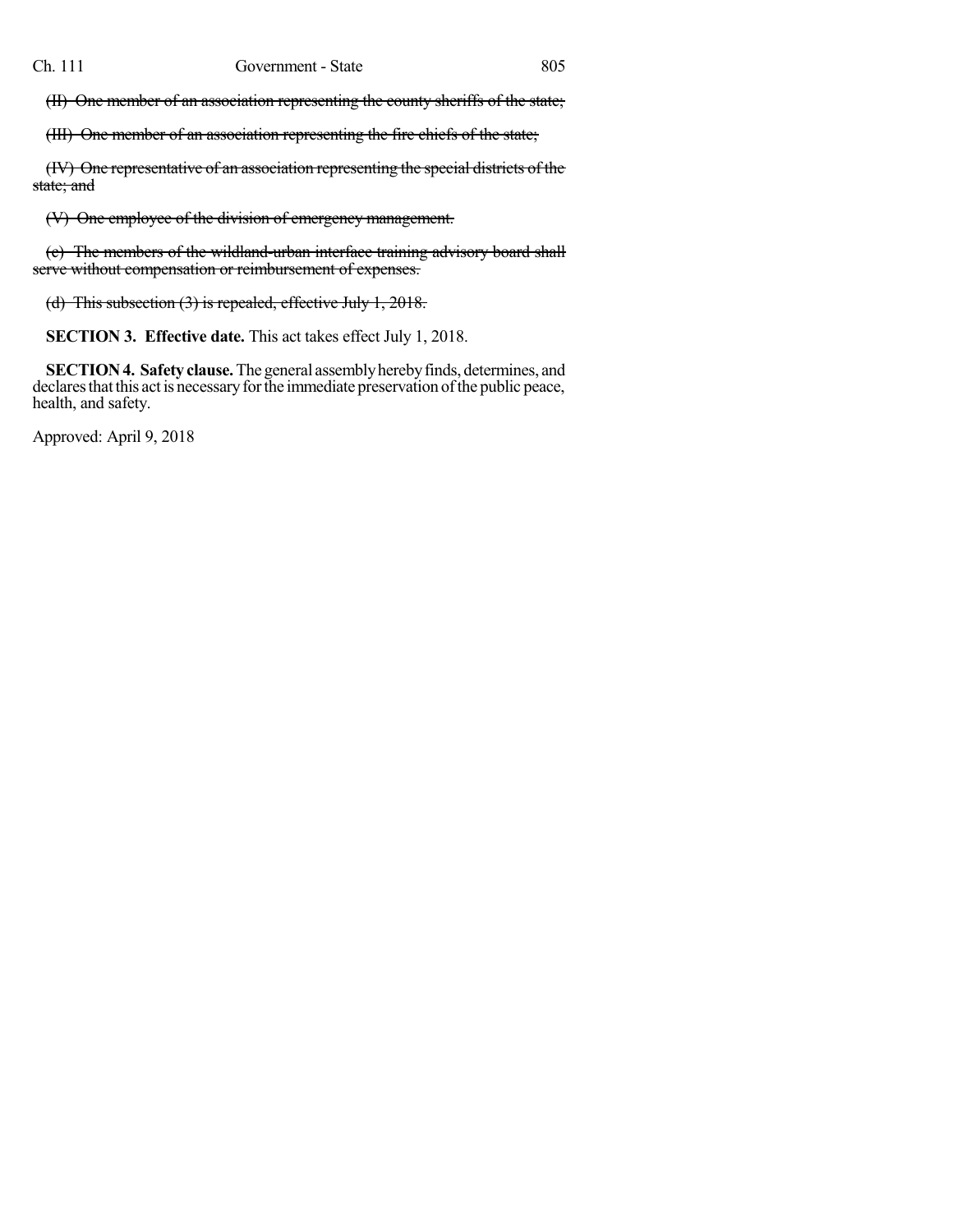~~(II) One member of an association representing the county sheriffs of the state;~~

~~(III) One member of an association representing the fire chiefs of the state;~~

~~(IV) One representative of an association representing the special districts of the state; and~~

~~(V) One employee of the division of emergency management.~~

~~(c) The members of the wildland-urban interface training advisory board shall serve without compensation or reimbursement of expenses.~~

~~(d) This subsection (3) is repealed, effective July 1, 2018.~~

**SECTION 3. Effective date.** This act takes effect July 1, 2018.

**SECTION 4. Safety clause.** The general assembly hereby finds, determines, and declares that this act is necessary for the immediate preservation of the public peace, health, and safety.

Approved: April 9, 2018